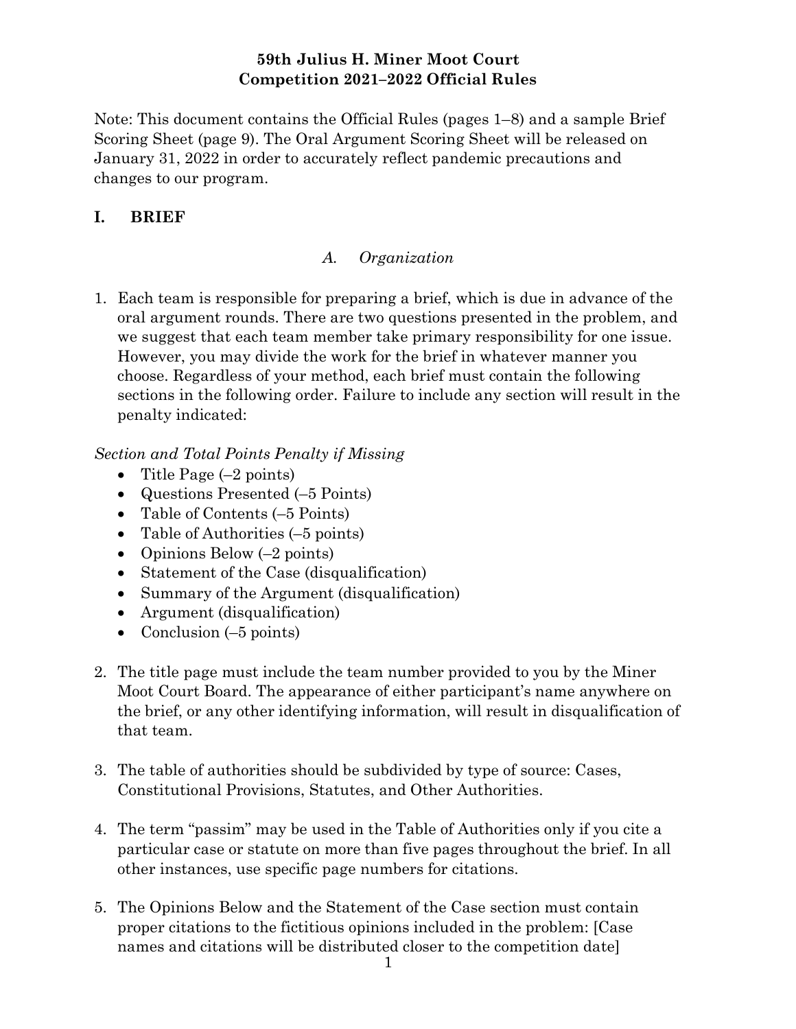# 59th Julius H. Miner Moot Court Competition 2021–2022 Official Rules

Note: This document contains the Official Rules (pages 1–8) and a sample Brief Scoring Sheet (page 9). The Oral Argument Scoring Sheet will be released on January 31, 2022 in order to accurately reflect pandemic precautions and changes to our program.

## I. BRIEF

### *A. Organization*

1. Each team is responsible for preparing a brief, which is due in advance of the oral argument rounds. There are two questions presented in the problem, and we suggest that each team member take primary responsibility for one issue. However, you may divide the work for the brief in whatever manner you choose. Regardless of your method, each brief must contain the following sections in the following order. Failure to include any section will result in the penalty indicated:

*Section and Total Points Penalty if Missing*

- Title Page (–2 points)
- Questions Presented (–5 Points)
- Table of Contents (–5 Points)
- Table of Authorities (–5 points)
- Opinions Below (–2 points)
- Statement of the Case (disqualification)
- Summary of the Argument (disqualification)
- Argument (disqualification)
- Conclusion (–5 points)

2. The title page must include the team number provided to you by the Miner Moot Court Board. The appearance of either participant's name anywhere on the brief, or any other identifying information, will result in disqualification of that team.

3. The table of authorities should be subdivided by type of source: Cases, Constitutional Provisions, Statutes, and Other Authorities.

4. The term "passim" may be used in the Table of Authorities only if you cite a particular case or statute on more than five pages throughout the brief. In all other instances, use specific page numbers for citations.

5. The Opinions Below and the Statement of the Case section must contain proper citations to the fictitious opinions included in the problem: [Case names and citations will be distributed closer to the competition date]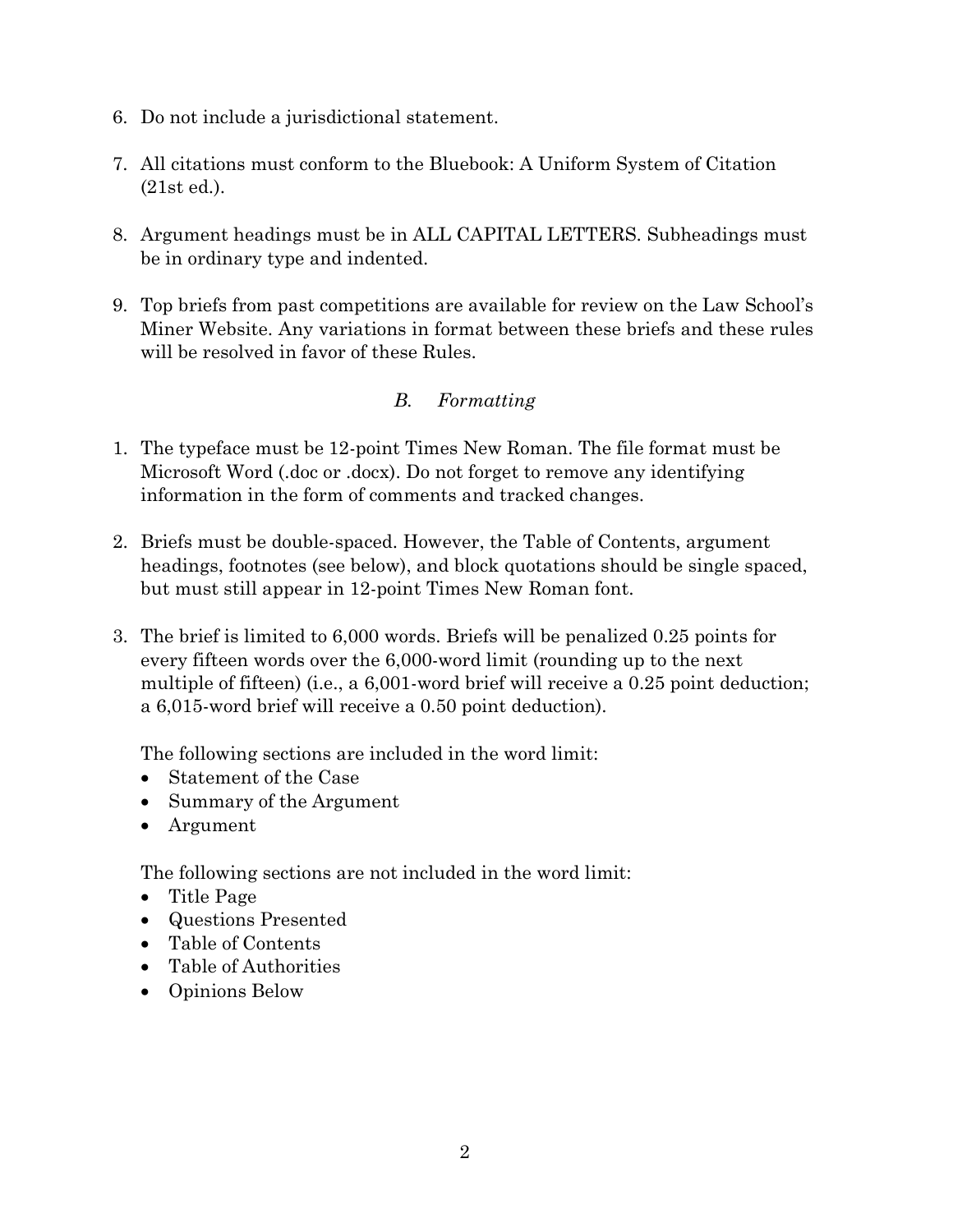6. Do not include a jurisdictional statement.

7. All citations must conform to the Bluebook: A Uniform System of Citation (21st ed.).

8. Argument headings must be in ALL CAPITAL LETTERS. Subheadings must be in ordinary type and indented.

9. Top briefs from past competitions are available for review on the Law School's Miner Website. Any variations in format between these briefs and these rules will be resolved in favor of these Rules.

### *B. Formatting*

1. The typeface must be 12-point Times New Roman. The file format must be Microsoft Word (.doc or .docx). Do not forget to remove any identifying information in the form of comments and tracked changes.

2. Briefs must be double-spaced. However, the Table of Contents, argument headings, footnotes (see below), and block quotations should be single spaced, but must still appear in 12-point Times New Roman font.

3. The brief is limited to 6,000 words. Briefs will be penalized 0.25 points for every fifteen words over the 6,000-word limit (rounding up to the next multiple of fifteen) (i.e., a 6,001-word brief will receive a 0.25 point deduction; a 6,015-word brief will receive a 0.50 point deduction).

   The following sections are included in the word limit:
   - Statement of the Case
   - Summary of the Argument
   - Argument

   The following sections are not included in the word limit:
   - Title Page
   - Questions Presented
   - Table of Contents
   - Table of Authorities
   - Opinions Below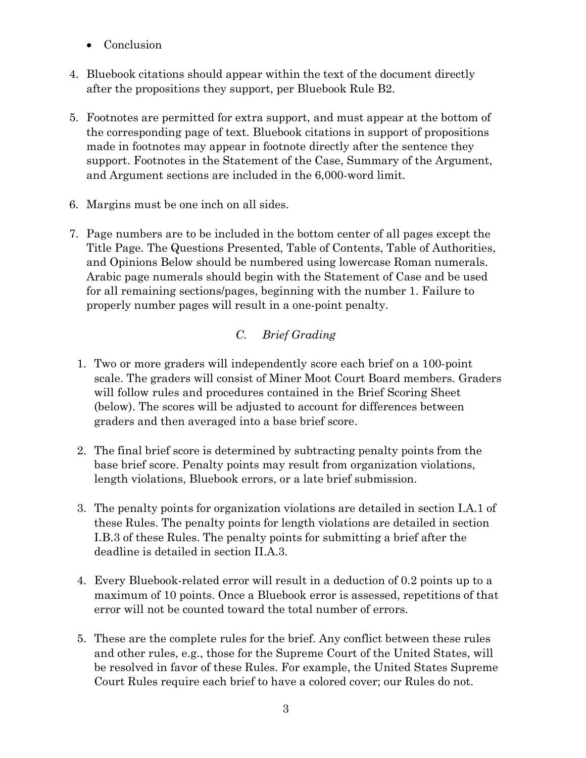- Conclusion

4. Bluebook citations should appear within the text of the document directly after the propositions they support, per Bluebook Rule B2.

5. Footnotes are permitted for extra support, and must appear at the bottom of the corresponding page of text. Bluebook citations in support of propositions made in footnotes may appear in footnote directly after the sentence they support. Footnotes in the Statement of the Case, Summary of the Argument, and Argument sections are included in the 6,000-word limit.

6. Margins must be one inch on all sides.

7. Page numbers are to be included in the bottom center of all pages except the Title Page. The Questions Presented, Table of Contents, Table of Authorities, and Opinions Below should be numbered using lowercase Roman numerals. Arabic page numerals should begin with the Statement of Case and be used for all remaining sections/pages, beginning with the number 1. Failure to properly number pages will result in a one-point penalty.

### *C. Brief Grading*

1. Two or more graders will independently score each brief on a 100-point scale. The graders will consist of Miner Moot Court Board members. Graders will follow rules and procedures contained in the Brief Scoring Sheet (below). The scores will be adjusted to account for differences between graders and then averaged into a base brief score.

2. The final brief score is determined by subtracting penalty points from the base brief score. Penalty points may result from organization violations, length violations, Bluebook errors, or a late brief submission.

3. The penalty points for organization violations are detailed in section I.A.1 of these Rules. The penalty points for length violations are detailed in section I.B.3 of these Rules. The penalty points for submitting a brief after the deadline is detailed in section II.A.3.

4. Every Bluebook-related error will result in a deduction of 0.2 points up to a maximum of 10 points. Once a Bluebook error is assessed, repetitions of that error will not be counted toward the total number of errors.

5. These are the complete rules for the brief. Any conflict between these rules and other rules, e.g., those for the Supreme Court of the United States, will be resolved in favor of these Rules. For example, the United States Supreme Court Rules require each brief to have a colored cover; our Rules do not.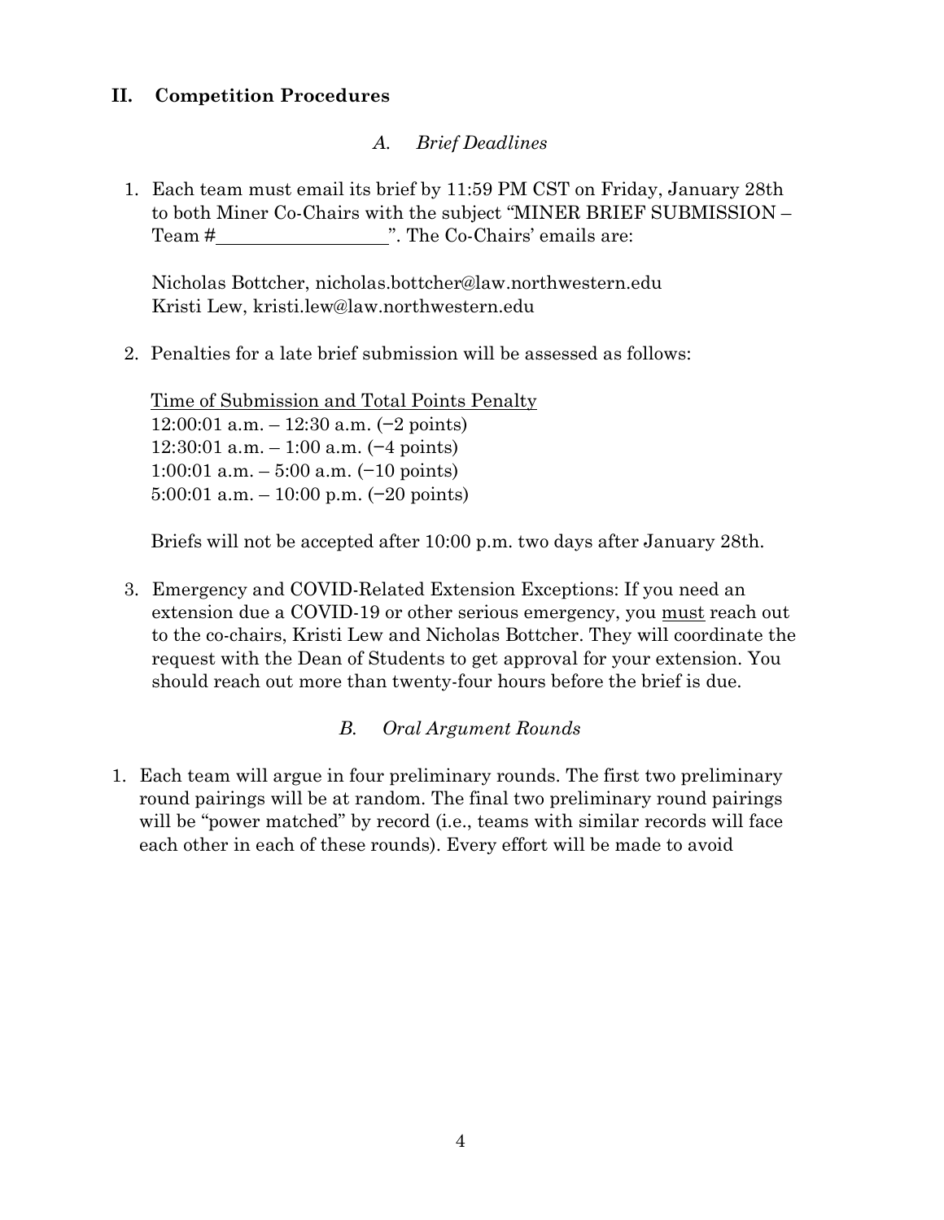## II. Competition Procedures

### *A. Brief Deadlines*

1. Each team must email its brief by 11:59 PM CST on Friday, January 28th to both Miner Co-Chairs with the subject "MINER BRIEF SUBMISSION – Team #\_\_\_\_\_\_\_\_\_\_\_\_\_\_\_\_\_\_". The Co-Chairs' emails are:

   Nicholas Bottcher, nicholas.bottcher@law.northwestern.edu
   Kristi Lew, kristi.lew@law.northwestern.edu

2. Penalties for a late brief submission will be assessed as follows:

   <u>Time of Submission and Total Points Penalty</u>
   12:00:01 a.m. – 12:30 a.m. (−2 points)
   12:30:01 a.m. – 1:00 a.m. (−4 points)
   1:00:01 a.m. – 5:00 a.m. (−10 points)
   5:00:01 a.m. – 10:00 p.m. (−20 points)

   Briefs will not be accepted after 10:00 p.m. two days after January 28th.

3. Emergency and COVID-Related Extension Exceptions: If you need an extension due a COVID-19 or other serious emergency, you <u>must</u> reach out to the co-chairs, Kristi Lew and Nicholas Bottcher. They will coordinate the request with the Dean of Students to get approval for your extension. You should reach out more than twenty-four hours before the brief is due.

### *B. Oral Argument Rounds*

1. Each team will argue in four preliminary rounds. The first two preliminary round pairings will be at random. The final two preliminary round pairings will be "power matched" by record (i.e., teams with similar records will face each other in each of these rounds). Every effort will be made to avoid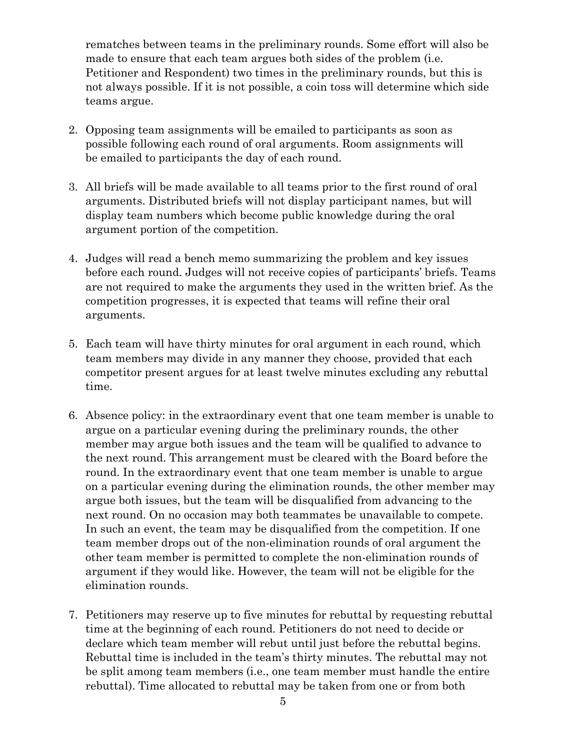rematches between teams in the preliminary rounds. Some effort will also be made to ensure that each team argues both sides of the problem (i.e. Petitioner and Respondent) two times in the preliminary rounds, but this is not always possible. If it is not possible, a coin toss will determine which side teams argue.

2. Opposing team assignments will be emailed to participants as soon as possible following each round of oral arguments. Room assignments will be emailed to participants the day of each round.

3. All briefs will be made available to all teams prior to the first round of oral arguments. Distributed briefs will not display participant names, but will display team numbers which become public knowledge during the oral argument portion of the competition.

4. Judges will read a bench memo summarizing the problem and key issues before each round. Judges will not receive copies of participants' briefs. Teams are not required to make the arguments they used in the written brief. As the competition progresses, it is expected that teams will refine their oral arguments.

5. Each team will have thirty minutes for oral argument in each round, which team members may divide in any manner they choose, provided that each competitor present argues for at least twelve minutes excluding any rebuttal time.

6. Absence policy: in the extraordinary event that one team member is unable to argue on a particular evening during the preliminary rounds, the other member may argue both issues and the team will be qualified to advance to the next round. This arrangement must be cleared with the Board before the round. In the extraordinary event that one team member is unable to argue on a particular evening during the elimination rounds, the other member may argue both issues, but the team will be disqualified from advancing to the next round. On no occasion may both teammates be unavailable to compete. In such an event, the team may be disqualified from the competition. If one team member drops out of the non-elimination rounds of oral argument the other team member is permitted to complete the non-elimination rounds of argument if they would like. However, the team will not be eligible for the elimination rounds.

7. Petitioners may reserve up to five minutes for rebuttal by requesting rebuttal time at the beginning of each round. Petitioners do not need to decide or declare which team member will rebut until just before the rebuttal begins. Rebuttal time is included in the team's thirty minutes. The rebuttal may not be split among team members (i.e., one team member must handle the entire rebuttal). Time allocated to rebuttal may be taken from one or from both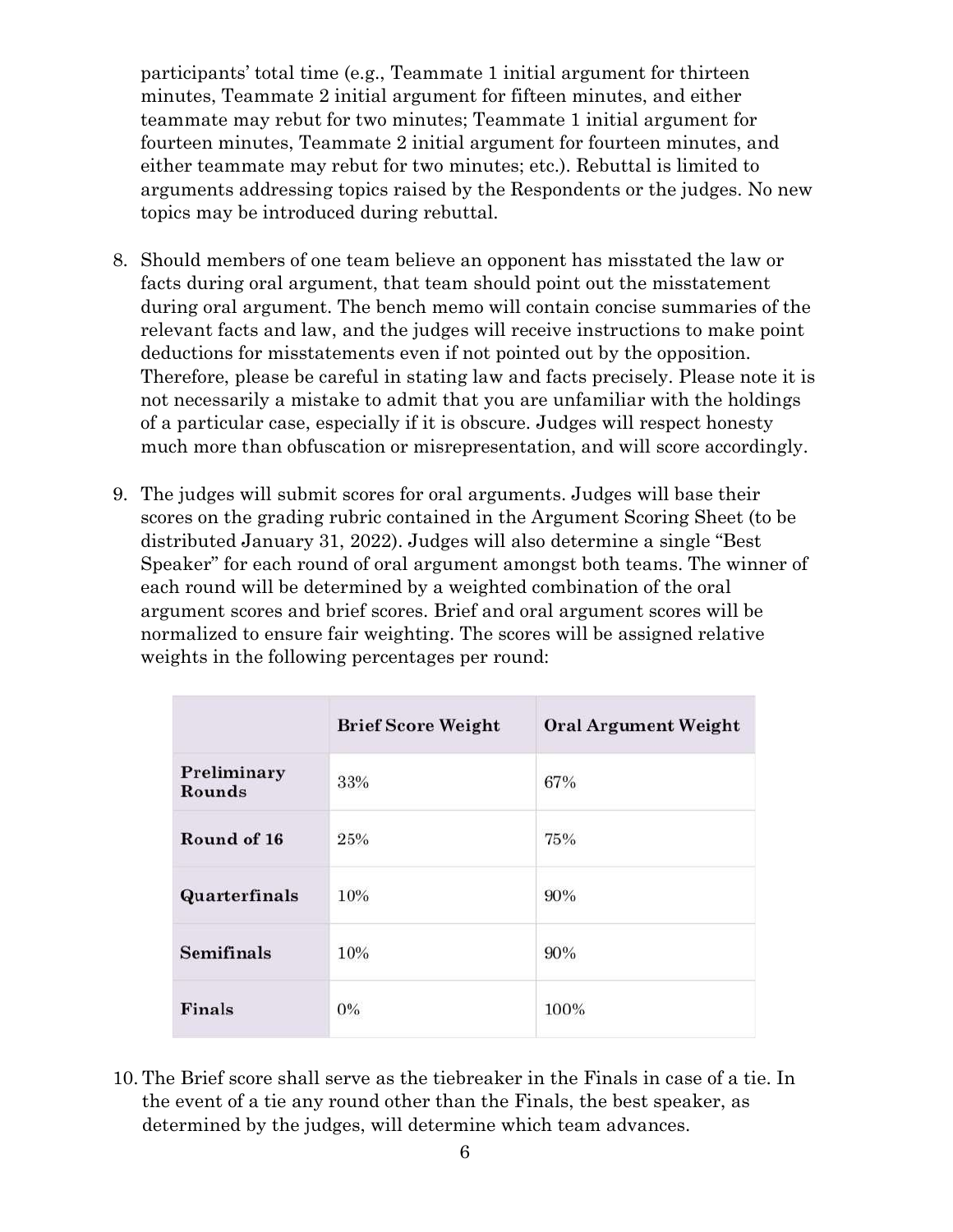participants' total time (e.g., Teammate 1 initial argument for thirteen minutes, Teammate 2 initial argument for fifteen minutes, and either teammate may rebut for two minutes; Teammate 1 initial argument for fourteen minutes, Teammate 2 initial argument for fourteen minutes, and either teammate may rebut for two minutes; etc.). Rebuttal is limited to arguments addressing topics raised by the Respondents or the judges. No new topics may be introduced during rebuttal.

8. Should members of one team believe an opponent has misstated the law or facts during oral argument, that team should point out the misstatement during oral argument. The bench memo will contain concise summaries of the relevant facts and law, and the judges will receive instructions to make point deductions for misstatements even if not pointed out by the opposition. Therefore, please be careful in stating law and facts precisely. Please note it is not necessarily a mistake to admit that you are unfamiliar with the holdings of a particular case, especially if it is obscure. Judges will respect honesty much more than obfuscation or misrepresentation, and will score accordingly.

9. The judges will submit scores for oral arguments. Judges will base their scores on the grading rubric contained in the Argument Scoring Sheet (to be distributed January 31, 2022). Judges will also determine a single "Best Speaker" for each round of oral argument amongst both teams. The winner of each round will be determined by a weighted combination of the oral argument scores and brief scores. Brief and oral argument scores will be normalized to ensure fair weighting. The scores will be assigned relative weights in the following percentages per round:

| | **Brief Score Weight** | **Oral Argument Weight** |
|---|---|---|
| **Preliminary Rounds** | 33% | 67% |
| **Round of 16** | 25% | 75% |
| **Quarterfinals** | 10% | 90% |
| **Semifinals** | 10% | 90% |
| **Finals** | 0% | 100% |

10. The Brief score shall serve as the tiebreaker in the Finals in case of a tie. In the event of a tie any round other than the Finals, the best speaker, as determined by the judges, will determine which team advances.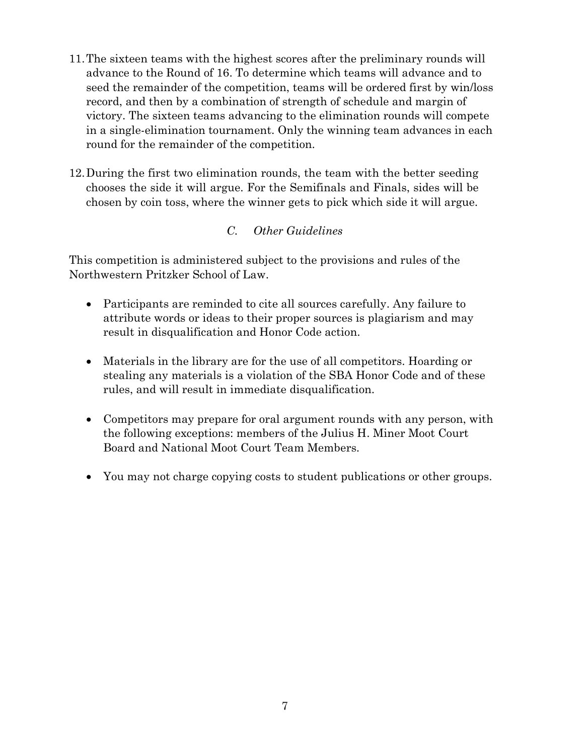11. The sixteen teams with the highest scores after the preliminary rounds will advance to the Round of 16. To determine which teams will advance and to seed the remainder of the competition, teams will be ordered first by win/loss record, and then by a combination of strength of schedule and margin of victory. The sixteen teams advancing to the elimination rounds will compete in a single-elimination tournament. Only the winning team advances in each round for the remainder of the competition.

12. During the first two elimination rounds, the team with the better seeding chooses the side it will argue. For the Semifinals and Finals, sides will be chosen by coin toss, where the winner gets to pick which side it will argue.

### *C. Other Guidelines*

This competition is administered subject to the provisions and rules of the Northwestern Pritzker School of Law.

- Participants are reminded to cite all sources carefully. Any failure to attribute words or ideas to their proper sources is plagiarism and may result in disqualification and Honor Code action.

- Materials in the library are for the use of all competitors. Hoarding or stealing any materials is a violation of the SBA Honor Code and of these rules, and will result in immediate disqualification.

- Competitors may prepare for oral argument rounds with any person, with the following exceptions: members of the Julius H. Miner Moot Court Board and National Moot Court Team Members.

- You may not charge copying costs to student publications or other groups.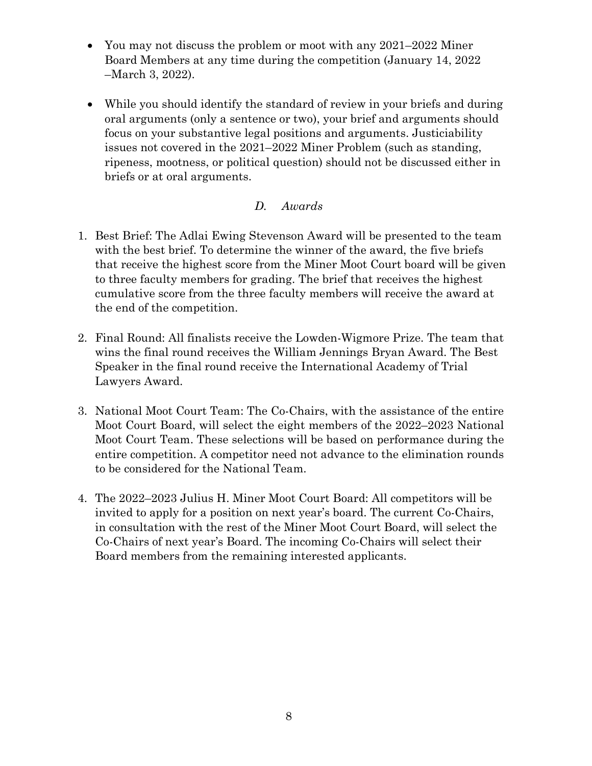- You may not discuss the problem or moot with any 2021–2022 Miner Board Members at any time during the competition (January 14, 2022 –March 3, 2022).

- While you should identify the standard of review in your briefs and during oral arguments (only a sentence or two), your brief and arguments should focus on your substantive legal positions and arguments. Justiciability issues not covered in the 2021–2022 Miner Problem (such as standing, ripeness, mootness, or political question) should not be discussed either in briefs or at oral arguments.

### *D. Awards*

1. Best Brief: The Adlai Ewing Stevenson Award will be presented to the team with the best brief. To determine the winner of the award, the five briefs that receive the highest score from the Miner Moot Court board will be given to three faculty members for grading. The brief that receives the highest cumulative score from the three faculty members will receive the award at the end of the competition.

2. Final Round: All finalists receive the Lowden-Wigmore Prize. The team that wins the final round receives the William Jennings Bryan Award. The Best Speaker in the final round receive the International Academy of Trial Lawyers Award.

3. National Moot Court Team: The Co-Chairs, with the assistance of the entire Moot Court Board, will select the eight members of the 2022–2023 National Moot Court Team. These selections will be based on performance during the entire competition. A competitor need not advance to the elimination rounds to be considered for the National Team.

4. The 2022–2023 Julius H. Miner Moot Court Board: All competitors will be invited to apply for a position on next year's board. The current Co-Chairs, in consultation with the rest of the Miner Moot Court Board, will select the Co-Chairs of next year's Board. The incoming Co-Chairs will select their Board members from the remaining interested applicants.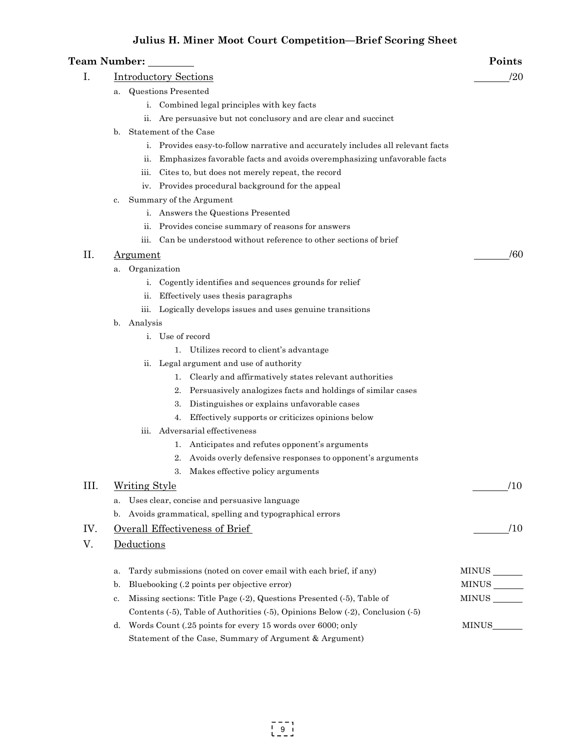# Julius H. Miner Moot Court Competition—Brief Scoring Sheet

**Team Number:** ________ **Points**

I. Introductory Sections ______/20

- a. Questions Presented
  - i. Combined legal principles with key facts
  - ii. Are persuasive but not conclusory and are clear and succinct
- b. Statement of the Case
  - i. Provides easy-to-follow narrative and accurately includes all relevant facts
  - ii. Emphasizes favorable facts and avoids overemphasizing unfavorable facts
  - iii. Cites to, but does not merely repeat, the record
  - iv. Provides procedural background for the appeal
- c. Summary of the Argument
  - i. Answers the Questions Presented
  - ii. Provides concise summary of reasons for answers
  - iii. Can be understood without reference to other sections of brief

II. Argument ______/60

- a. Organization
  - i. Cogently identifies and sequences grounds for relief
  - ii. Effectively uses thesis paragraphs
  - iii. Logically develops issues and uses genuine transitions
- b. Analysis
  - i. Use of record
    1. Utilizes record to client's advantage
  - ii. Legal argument and use of authority
    1. Clearly and affirmatively states relevant authorities
    2. Persuasively analogizes facts and holdings of similar cases
    3. Distinguishes or explains unfavorable cases
    4. Effectively supports or criticizes opinions below
  - iii. Adversarial effectiveness
    1. Anticipates and refutes opponent's arguments
    2. Avoids overly defensive responses to opponent's arguments
    3. Makes effective policy arguments

III. Writing Style ______/10

- a. Uses clear, concise and persuasive language
- b. Avoids grammatical, spelling and typographical errors

IV. Overall Effectiveness of Brief ______/10

V. Deductions

- a. Tardy submissions (noted on cover email with each brief, if any) MINUS ______
- b. Bluebooking (.2 points per objective error) MINUS ______
- c. Missing sections: Title Page (-2), Questions Presented (-5), Table of Contents (-5), Table of Authorities (-5), Opinions Below (-2), Conclusion (-5) MINUS ______
- d. Words Count (.25 points for every 15 words over 6000; only Statement of the Case, Summary of Argument & Argument) MINUS______